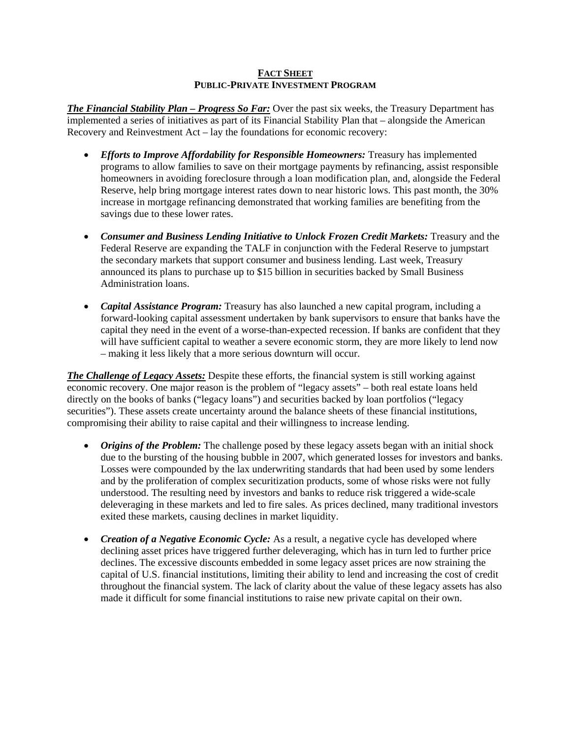# FACT SHEET
## PUBLIC-PRIVATE INVESTMENT PROGRAM

***The Financial Stability Plan – Progress So Far:*** Over the past six weeks, the Treasury Department has implemented a series of initiatives as part of its Financial Stability Plan that – alongside the American Recovery and Reinvestment Act – lay the foundations for economic recovery:

- ***Efforts to Improve Affordability for Responsible Homeowners:*** Treasury has implemented programs to allow families to save on their mortgage payments by refinancing, assist responsible homeowners in avoiding foreclosure through a loan modification plan, and, alongside the Federal Reserve, help bring mortgage interest rates down to near historic lows. This past month, the 30% increase in mortgage refinancing demonstrated that working families are benefiting from the savings due to these lower rates.

- ***Consumer and Business Lending Initiative to Unlock Frozen Credit Markets:*** Treasury and the Federal Reserve are expanding the TALF in conjunction with the Federal Reserve to jumpstart the secondary markets that support consumer and business lending. Last week, Treasury announced its plans to purchase up to $15 billion in securities backed by Small Business Administration loans.

- ***Capital Assistance Program:*** Treasury has also launched a new capital program, including a forward-looking capital assessment undertaken by bank supervisors to ensure that banks have the capital they need in the event of a worse-than-expected recession. If banks are confident that they will have sufficient capital to weather a severe economic storm, they are more likely to lend now – making it less likely that a more serious downturn will occur.

***The Challenge of Legacy Assets:*** Despite these efforts, the financial system is still working against economic recovery. One major reason is the problem of "legacy assets" – both real estate loans held directly on the books of banks ("legacy loans") and securities backed by loan portfolios ("legacy securities"). These assets create uncertainty around the balance sheets of these financial institutions, compromising their ability to raise capital and their willingness to increase lending.

- ***Origins of the Problem:*** The challenge posed by these legacy assets began with an initial shock due to the bursting of the housing bubble in 2007, which generated losses for investors and banks. Losses were compounded by the lax underwriting standards that had been used by some lenders and by the proliferation of complex securitization products, some of whose risks were not fully understood. The resulting need by investors and banks to reduce risk triggered a wide-scale deleveraging in these markets and led to fire sales. As prices declined, many traditional investors exited these markets, causing declines in market liquidity.

- ***Creation of a Negative Economic Cycle:*** As a result, a negative cycle has developed where declining asset prices have triggered further deleveraging, which has in turn led to further price declines. The excessive discounts embedded in some legacy asset prices are now straining the capital of U.S. financial institutions, limiting their ability to lend and increasing the cost of credit throughout the financial system. The lack of clarity about the value of these legacy assets has also made it difficult for some financial institutions to raise new private capital on their own.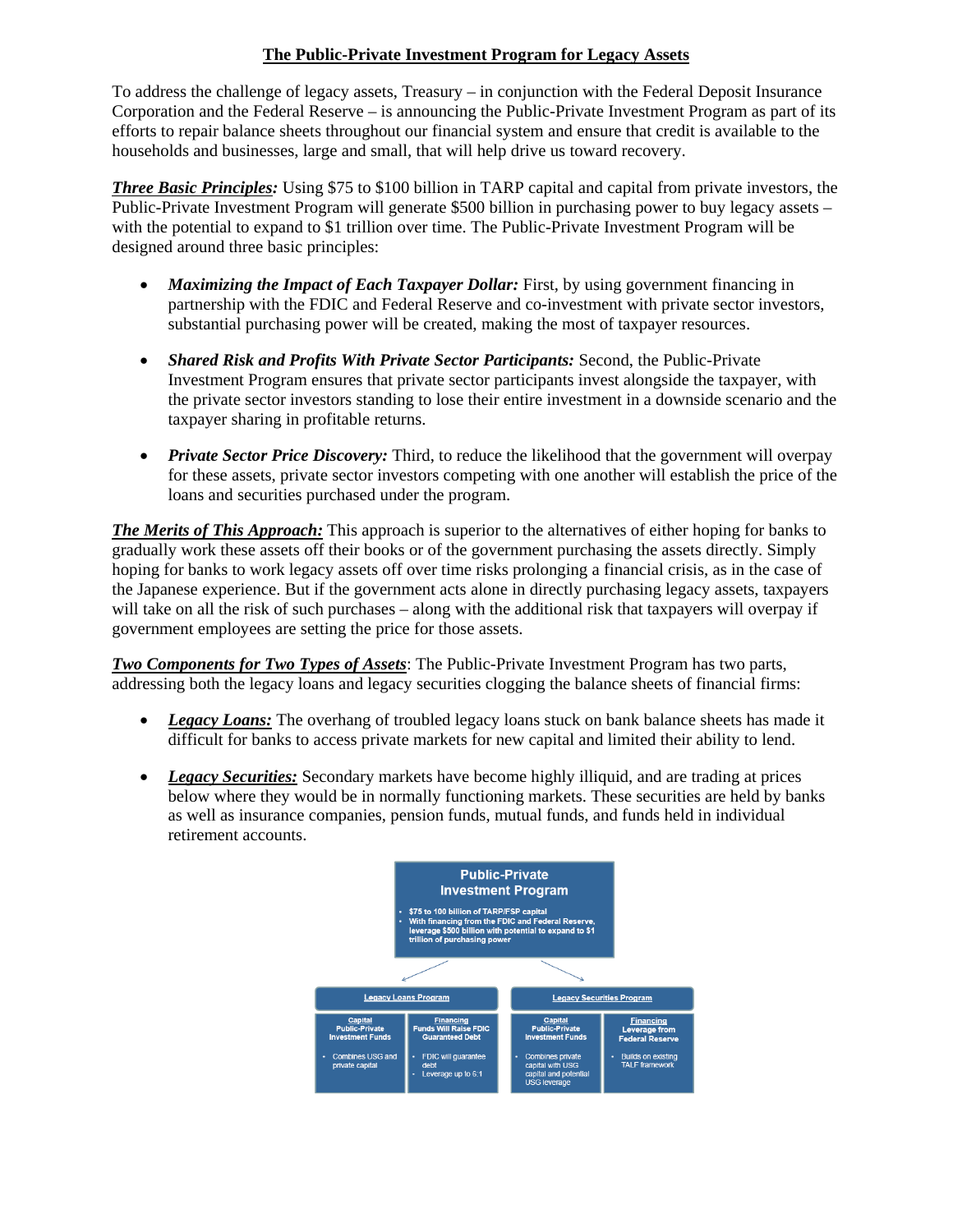## The Public-Private Investment Program for Legacy Assets

To address the challenge of legacy assets, Treasury – in conjunction with the Federal Deposit Insurance Corporation and the Federal Reserve – is announcing the Public-Private Investment Program as part of its efforts to repair balance sheets throughout our financial system and ensure that credit is available to the households and businesses, large and small, that will help drive us toward recovery.

***Three Basic Principles:*** Using $75 to $100 billion in TARP capital and capital from private investors, the Public-Private Investment Program will generate $500 billion in purchasing power to buy legacy assets – with the potential to expand to $1 trillion over time. The Public-Private Investment Program will be designed around three basic principles:

- ***Maximizing the Impact of Each Taxpayer Dollar:*** First, by using government financing in partnership with the FDIC and Federal Reserve and co-investment with private sector investors, substantial purchasing power will be created, making the most of taxpayer resources.
- ***Shared Risk and Profits With Private Sector Participants:*** Second, the Public-Private Investment Program ensures that private sector participants invest alongside the taxpayer, with the private sector investors standing to lose their entire investment in a downside scenario and the taxpayer sharing in profitable returns.
- ***Private Sector Price Discovery:*** Third, to reduce the likelihood that the government will overpay for these assets, private sector investors competing with one another will establish the price of the loans and securities purchased under the program.

***The Merits of This Approach:*** This approach is superior to the alternatives of either hoping for banks to gradually work these assets off their books or of the government purchasing the assets directly. Simply hoping for banks to work legacy assets off over time risks prolonging a financial crisis, as in the case of the Japanese experience. But if the government acts alone in directly purchasing legacy assets, taxpayers will take on all the risk of such purchases – along with the additional risk that taxpayers will overpay if government employees are setting the price for those assets.

***Two Components for Two Types of Assets***: The Public-Private Investment Program has two parts, addressing both the legacy loans and legacy securities clogging the balance sheets of financial firms:

- ***Legacy Loans:*** The overhang of troubled legacy loans stuck on bank balance sheets has made it difficult for banks to access private markets for new capital and limited their ability to lend.
- ***Legacy Securities:*** Secondary markets have become highly illiquid, and are trading at prices below where they would be in normally functioning markets. These securities are held by banks as well as insurance companies, pension funds, mutual funds, and funds held in individual retirement accounts.

**Public-Private Investment Program**

- $75 to 100 billion of TARP/FSP capital
- With financing from the FDIC and Federal Reserve, leverage $500 billion with potential to expand to $1 trillion of purchasing power

| Legacy Loans Program | | Legacy Securities Program | |
|---|---|---|---|
| **Capital** Public-Private Investment Funds | **Financing** Funds Will Raise FDIC Guaranteed Debt | **Capital** Public-Private Investment Funds | **Financing** Leverage from Federal Reserve |
| • Combines USG and private capital | • FDIC will guarantee debt<br>• Leverage up to 6:1 | • Combines private capital with USG capital and potential USG leverage | • Builds on existing TALF framework |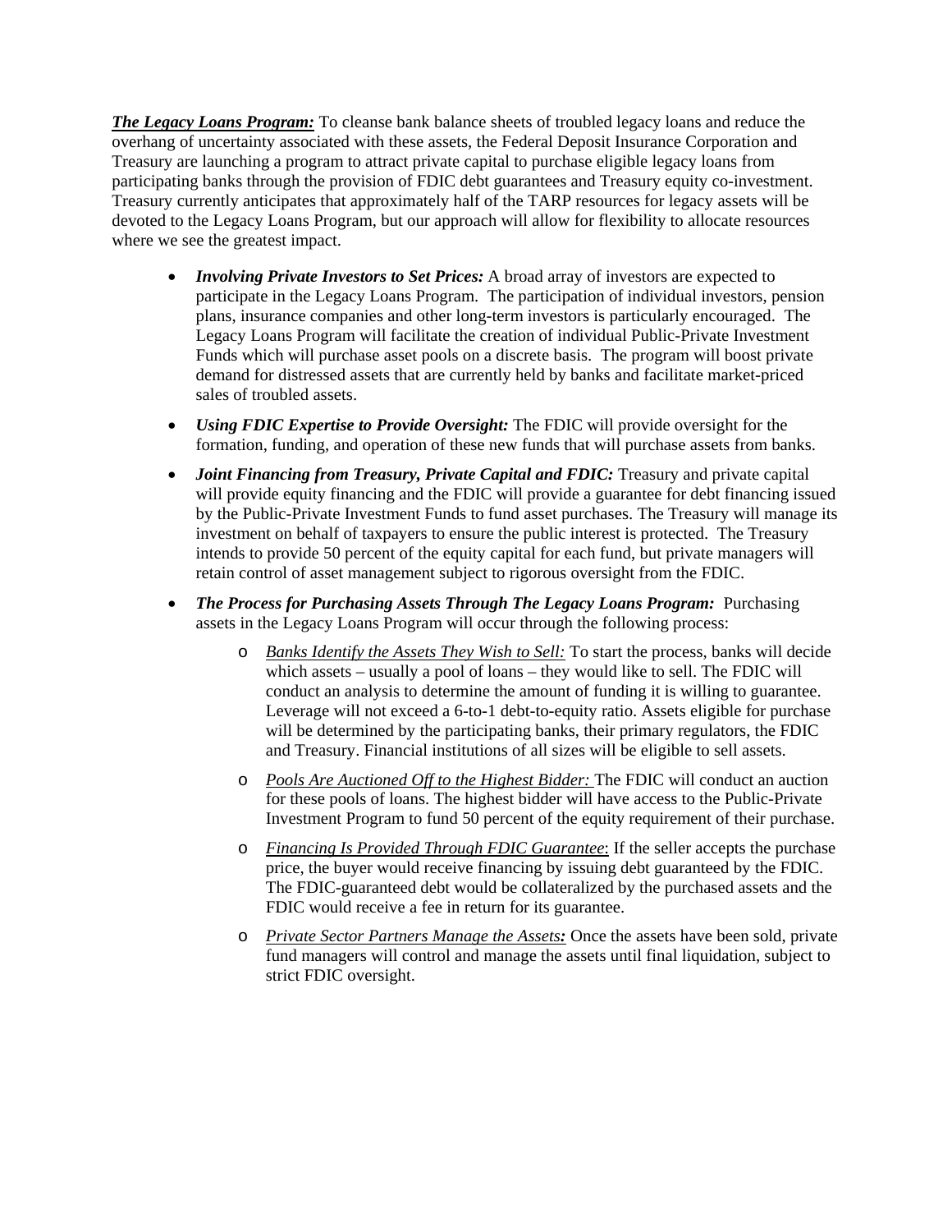***The Legacy Loans Program:*** To cleanse bank balance sheets of troubled legacy loans and reduce the overhang of uncertainty associated with these assets, the Federal Deposit Insurance Corporation and Treasury are launching a program to attract private capital to purchase eligible legacy loans from participating banks through the provision of FDIC debt guarantees and Treasury equity co-investment. Treasury currently anticipates that approximately half of the TARP resources for legacy assets will be devoted to the Legacy Loans Program, but our approach will allow for flexibility to allocate resources where we see the greatest impact.

- ***Involving Private Investors to Set Prices:*** A broad array of investors are expected to participate in the Legacy Loans Program. The participation of individual investors, pension plans, insurance companies and other long-term investors is particularly encouraged. The Legacy Loans Program will facilitate the creation of individual Public-Private Investment Funds which will purchase asset pools on a discrete basis. The program will boost private demand for distressed assets that are currently held by banks and facilitate market-priced sales of troubled assets.
- ***Using FDIC Expertise to Provide Oversight:*** The FDIC will provide oversight for the formation, funding, and operation of these new funds that will purchase assets from banks.
- ***Joint Financing from Treasury, Private Capital and FDIC:*** Treasury and private capital will provide equity financing and the FDIC will provide a guarantee for debt financing issued by the Public-Private Investment Funds to fund asset purchases. The Treasury will manage its investment on behalf of taxpayers to ensure the public interest is protected. The Treasury intends to provide 50 percent of the equity capital for each fund, but private managers will retain control of asset management subject to rigorous oversight from the FDIC.
- ***The Process for Purchasing Assets Through The Legacy Loans Program:*** Purchasing assets in the Legacy Loans Program will occur through the following process:
  - *Banks Identify the Assets They Wish to Sell:* To start the process, banks will decide which assets – usually a pool of loans – they would like to sell. The FDIC will conduct an analysis to determine the amount of funding it is willing to guarantee. Leverage will not exceed a 6-to-1 debt-to-equity ratio. Assets eligible for purchase will be determined by the participating banks, their primary regulators, the FDIC and Treasury. Financial institutions of all sizes will be eligible to sell assets.
  - *Pools Are Auctioned Off to the Highest Bidder:* The FDIC will conduct an auction for these pools of loans. The highest bidder will have access to the Public-Private Investment Program to fund 50 percent of the equity requirement of their purchase.
  - *Financing Is Provided Through FDIC Guarantee*: If the seller accepts the purchase price, the buyer would receive financing by issuing debt guaranteed by the FDIC. The FDIC-guaranteed debt would be collateralized by the purchased assets and the FDIC would receive a fee in return for its guarantee.
  - *Private Sector Partners Manage the Assets:* Once the assets have been sold, private fund managers will control and manage the assets until final liquidation, subject to strict FDIC oversight.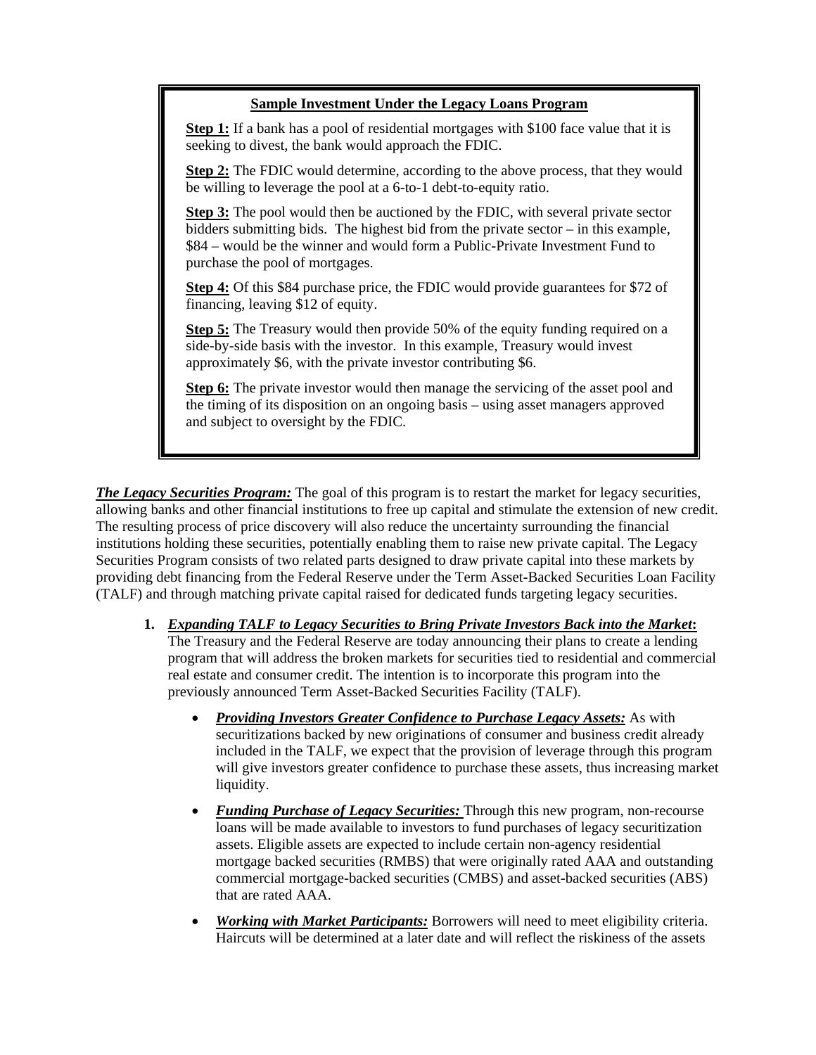**Sample Investment Under the Legacy Loans Program**

**Step 1:** If a bank has a pool of residential mortgages with $100 face value that it is seeking to divest, the bank would approach the FDIC.

**Step 2:** The FDIC would determine, according to the above process, that they would be willing to leverage the pool at a 6-to-1 debt-to-equity ratio.

**Step 3:** The pool would then be auctioned by the FDIC, with several private sector bidders submitting bids. The highest bid from the private sector – in this example, $84 – would be the winner and would form a Public-Private Investment Fund to purchase the pool of mortgages.

**Step 4:** Of this $84 purchase price, the FDIC would provide guarantees for $72 of financing, leaving $12 of equity.

**Step 5:** The Treasury would then provide 50% of the equity funding required on a side-by-side basis with the investor. In this example, Treasury would invest approximately $6, with the private investor contributing $6.

**Step 6:** The private investor would then manage the servicing of the asset pool and the timing of its disposition on an ongoing basis – using asset managers approved and subject to oversight by the FDIC.

***The Legacy Securities Program:*** The goal of this program is to restart the market for legacy securities, allowing banks and other financial institutions to free up capital and stimulate the extension of new credit. The resulting process of price discovery will also reduce the uncertainty surrounding the financial institutions holding these securities, potentially enabling them to raise new private capital. The Legacy Securities Program consists of two related parts designed to draw private capital into these markets by providing debt financing from the Federal Reserve under the Term Asset-Backed Securities Loan Facility (TALF) and through matching private capital raised for dedicated funds targeting legacy securities.

1. ***Expanding TALF to Legacy Securities to Bring Private Investors Back into the Market*:** The Treasury and the Federal Reserve are today announcing their plans to create a lending program that will address the broken markets for securities tied to residential and commercial real estate and consumer credit. The intention is to incorporate this program into the previously announced Term Asset-Backed Securities Facility (TALF).

   - ***Providing Investors Greater Confidence to Purchase Legacy Assets:*** As with securitizations backed by new originations of consumer and business credit already included in the TALF, we expect that the provision of leverage through this program will give investors greater confidence to purchase these assets, thus increasing market liquidity.
   - ***Funding Purchase of Legacy Securities:*** Through this new program, non-recourse loans will be made available to investors to fund purchases of legacy securitization assets. Eligible assets are expected to include certain non-agency residential mortgage backed securities (RMBS) that were originally rated AAA and outstanding commercial mortgage-backed securities (CMBS) and asset-backed securities (ABS) that are rated AAA.
   - ***Working with Market Participants:*** Borrowers will need to meet eligibility criteria. Haircuts will be determined at a later date and will reflect the riskiness of the assets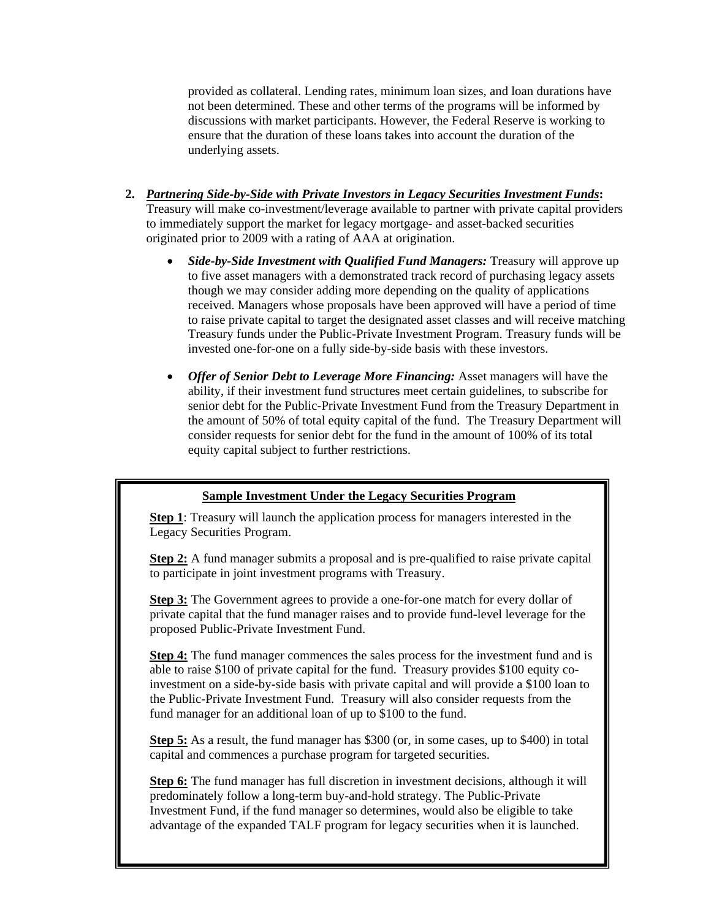provided as collateral. Lending rates, minimum loan sizes, and loan durations have not been determined. These and other terms of the programs will be informed by discussions with market participants. However, the Federal Reserve is working to ensure that the duration of these loans takes into account the duration of the underlying assets.

2. ***Partnering Side-by-Side with Private Investors in Legacy Securities Investment Funds*:** Treasury will make co-investment/leverage available to partner with private capital providers to immediately support the market for legacy mortgage- and asset-backed securities originated prior to 2009 with a rating of AAA at origination.

   - ***Side-by-Side Investment with Qualified Fund Managers:*** Treasury will approve up to five asset managers with a demonstrated track record of purchasing legacy assets though we may consider adding more depending on the quality of applications received. Managers whose proposals have been approved will have a period of time to raise private capital to target the designated asset classes and will receive matching Treasury funds under the Public-Private Investment Program. Treasury funds will be invested one-for-one on a fully side-by-side basis with these investors.

   - ***Offer of Senior Debt to Leverage More Financing:*** Asset managers will have the ability, if their investment fund structures meet certain guidelines, to subscribe for senior debt for the Public-Private Investment Fund from the Treasury Department in the amount of 50% of total equity capital of the fund. The Treasury Department will consider requests for senior debt for the fund in the amount of 100% of its total equity capital subject to further restrictions.

**Sample Investment Under the Legacy Securities Program**

**Step 1**: Treasury will launch the application process for managers interested in the Legacy Securities Program.

**Step 2:** A fund manager submits a proposal and is pre-qualified to raise private capital to participate in joint investment programs with Treasury.

**Step 3:** The Government agrees to provide a one-for-one match for every dollar of private capital that the fund manager raises and to provide fund-level leverage for the proposed Public-Private Investment Fund.

**Step 4:** The fund manager commences the sales process for the investment fund and is able to raise $100 of private capital for the fund. Treasury provides $100 equity co-investment on a side-by-side basis with private capital and will provide a $100 loan to the Public-Private Investment Fund. Treasury will also consider requests from the fund manager for an additional loan of up to $100 to the fund.

**Step 5:** As a result, the fund manager has $300 (or, in some cases, up to $400) in total capital and commences a purchase program for targeted securities.

**Step 6:** The fund manager has full discretion in investment decisions, although it will predominately follow a long-term buy-and-hold strategy. The Public-Private Investment Fund, if the fund manager so determines, would also be eligible to take advantage of the expanded TALF program for legacy securities when it is launched.